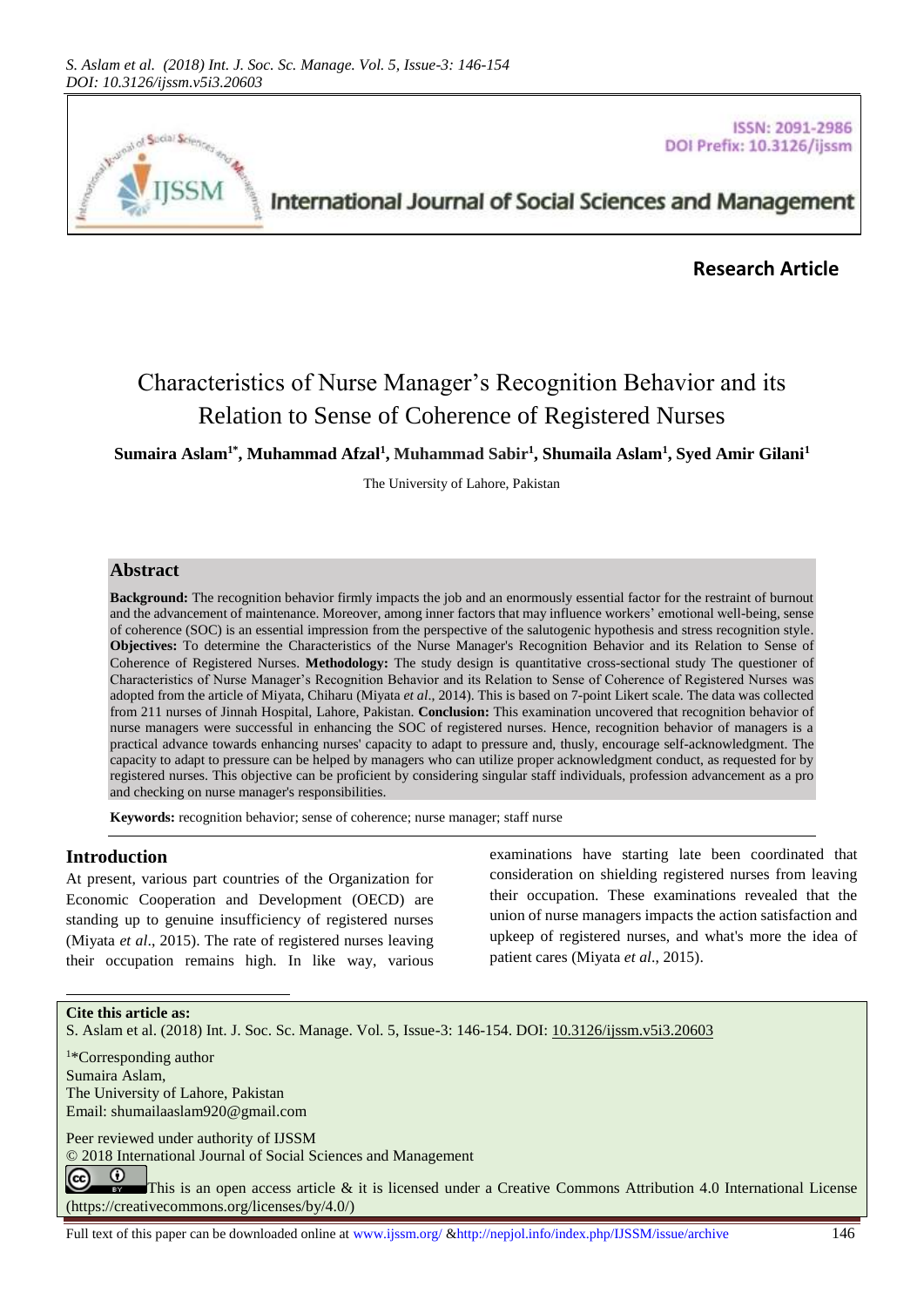**Research Article**

# Characteristics of Nurse Manager's Recognition Behavior and its Relation to Sense of Coherence of Registered Nurses

**Sumaira Aslam[1*], Muhammad Afzal[1], Muhammad Sabir[1], Shumaila Aslam[1], Syed Amir Gilani[1]**

The University of Lahore, Pakistan

## Abstract

**Background:** The recognition behavior firmly impacts the job and an enormously essential factor for the restraint of burnout and the advancement of maintenance. Moreover, among inner factors that may influence workers' emotional well-being, sense of coherence (SOC) is an essential impression from the perspective of the salutogenic hypothesis and stress recognition style. **Objectives:** To determine the Characteristics of the Nurse Manager's Recognition Behavior and its Relation to Sense of Coherence of Registered Nurses. **Methodology:** The study design is quantitative cross-sectional study The questioner of Characteristics of Nurse Manager's Recognition Behavior and its Relation to Sense of Coherence of Registered Nurses was adopted from the article of Miyata, Chiharu (Miyata *et al*., 2014). This is based on 7-point Likert scale. The data was collected from 211 nurses of Jinnah Hospital, Lahore, Pakistan. **Conclusion:** This examination uncovered that recognition behavior of nurse managers were successful in enhancing the SOC of registered nurses. Hence, recognition behavior of managers is a practical advance towards enhancing nurses' capacity to adapt to pressure and, thusly, encourage self-acknowledgment. The capacity to adapt to pressure can be helped by managers who can utilize proper acknowledgment conduct, as requested for by registered nurses. This objective can be proficient by considering singular staff individuals, profession advancement as a pro and checking on nurse manager's responsibilities.

**Keywords:** recognition behavior; sense of coherence; nurse manager; staff nurse

## Introduction

At present, various part countries of the Organization for Economic Cooperation and Development (OECD) are standing up to genuine insufficiency of registered nurses (Miyata *et al*., 2015). The rate of registered nurses leaving their occupation remains high. In like way, various examinations have starting late been coordinated that consideration on shielding registered nurses from leaving their occupation. These examinations revealed that the union of nurse managers impacts the action satisfaction and upkeep of registered nurses, and what's more the idea of patient cares (Miyata *et al*., 2015).

---

**Cite this article as:**
S. Aslam et al. (2018) Int. J. Soc. Sc. Manage. Vol. 5, Issue-3: 146-154. DOI: 10.3126/ijssm.v5i3.20603

[1*]Corresponding author
Sumaira Aslam,
The University of Lahore, Pakistan
Email: shumailaaslam920@gmail.com

Peer reviewed under authority of IJSSM
© 2018 International Journal of Social Sciences and Management
This is an open access article & it is licensed under a Creative Commons Attribution 4.0 International License (https://creativecommons.org/licenses/by/4.0/)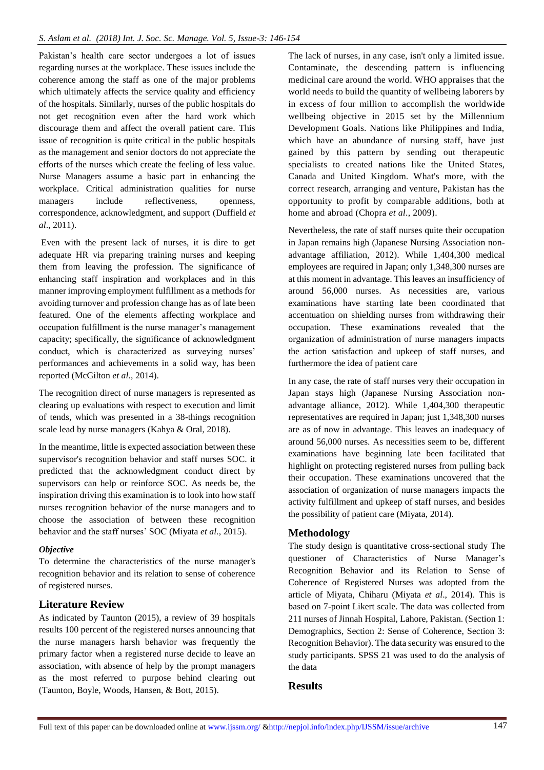Pakistan's health care sector undergoes a lot of issues regarding nurses at the workplace. These issues include the coherence among the staff as one of the major problems which ultimately affects the service quality and efficiency of the hospitals. Similarly, nurses of the public hospitals do not get recognition even after the hard work which discourage them and affect the overall patient care. This issue of recognition is quite critical in the public hospitals as the management and senior doctors do not appreciate the efforts of the nurses which create the feeling of less value. Nurse Managers assume a basic part in enhancing the workplace. Critical administration qualities for nurse managers include reflectiveness, openness, correspondence, acknowledgment, and support (Duffield *et al*., 2011).

Even with the present lack of nurses, it is dire to get adequate HR via preparing training nurses and keeping them from leaving the profession. The significance of enhancing staff inspiration and workplaces and in this manner improving employment fulfillment as a methods for avoiding turnover and profession change has as of late been featured. One of the elements affecting workplace and occupation fulfillment is the nurse manager's management capacity; specifically, the significance of acknowledgment conduct, which is characterized as surveying nurses' performances and achievements in a solid way, has been reported (McGilton *et al*., 2014).

The recognition direct of nurse managers is represented as clearing up evaluations with respect to execution and limit of tends, which was presented in a 38-things recognition scale lead by nurse managers (Kahya & Oral, 2018).

In the meantime, little is expected association between these supervisor's recognition behavior and staff nurses SOC. it predicted that the acknowledgment conduct direct by supervisors can help or reinforce SOC. As needs be, the inspiration driving this examination is to look into how staff nurses recognition behavior of the nurse managers and to choose the association of between these recognition behavior and the staff nurses' SOC (Miyata *et al.*, 2015).

### *Objective*

To determine the characteristics of the nurse manager's recognition behavior and its relation to sense of coherence of registered nurses.

## Literature Review

As indicated by Taunton (2015), a review of 39 hospitals results 100 percent of the registered nurses announcing that the nurse managers harsh behavior was frequently the primary factor when a registered nurse decide to leave an association, with absence of help by the prompt managers as the most referred to purpose behind clearing out (Taunton, Boyle, Woods, Hansen, & Bott, 2015).

The lack of nurses, in any case, isn't only a limited issue. Contaminate, the descending pattern is influencing medicinal care around the world. WHO appraises that the world needs to build the quantity of wellbeing laborers by in excess of four million to accomplish the worldwide wellbeing objective in 2015 set by the Millennium Development Goals. Nations like Philippines and India, which have an abundance of nursing staff, have just gained by this pattern by sending out therapeutic specialists to created nations like the United States, Canada and United Kingdom. What's more, with the correct research, arranging and venture, Pakistan has the opportunity to profit by comparable additions, both at home and abroad (Chopra *et al*., 2009).

Nevertheless, the rate of staff nurses quite their occupation in Japan remains high (Japanese Nursing Association non-advantage affiliation, 2012). While 1,404,300 medical employees are required in Japan; only 1,348,300 nurses are at this moment in advantage. This leaves an insufficiency of around 56,000 nurses. As necessities are, various examinations have starting late been coordinated that accentuation on shielding nurses from withdrawing their occupation. These examinations revealed that the organization of administration of nurse managers impacts the action satisfaction and upkeep of staff nurses, and furthermore the idea of patient care

In any case, the rate of staff nurses very their occupation in Japan stays high (Japanese Nursing Association non-advantage alliance, 2012). While 1,404,300 therapeutic representatives are required in Japan; just 1,348,300 nurses are as of now in advantage. This leaves an inadequacy of around 56,000 nurses. As necessities seem to be, different examinations have beginning late been facilitated that highlight on protecting registered nurses from pulling back their occupation. These examinations uncovered that the association of organization of nurse managers impacts the activity fulfillment and upkeep of staff nurses, and besides the possibility of patient care (Miyata, 2014).

## Methodology

The study design is quantitative cross-sectional study The questioner of Characteristics of Nurse Manager's Recognition Behavior and its Relation to Sense of Coherence of Registered Nurses was adopted from the article of Miyata, Chiharu (Miyata *et al*., 2014). This is based on 7-point Likert scale. The data was collected from 211 nurses of Jinnah Hospital, Lahore, Pakistan. (Section 1: Demographics, Section 2: Sense of Coherence, Section 3: Recognition Behavior). The data security was ensured to the study participants. SPSS 21 was used to do the analysis of the data

## Results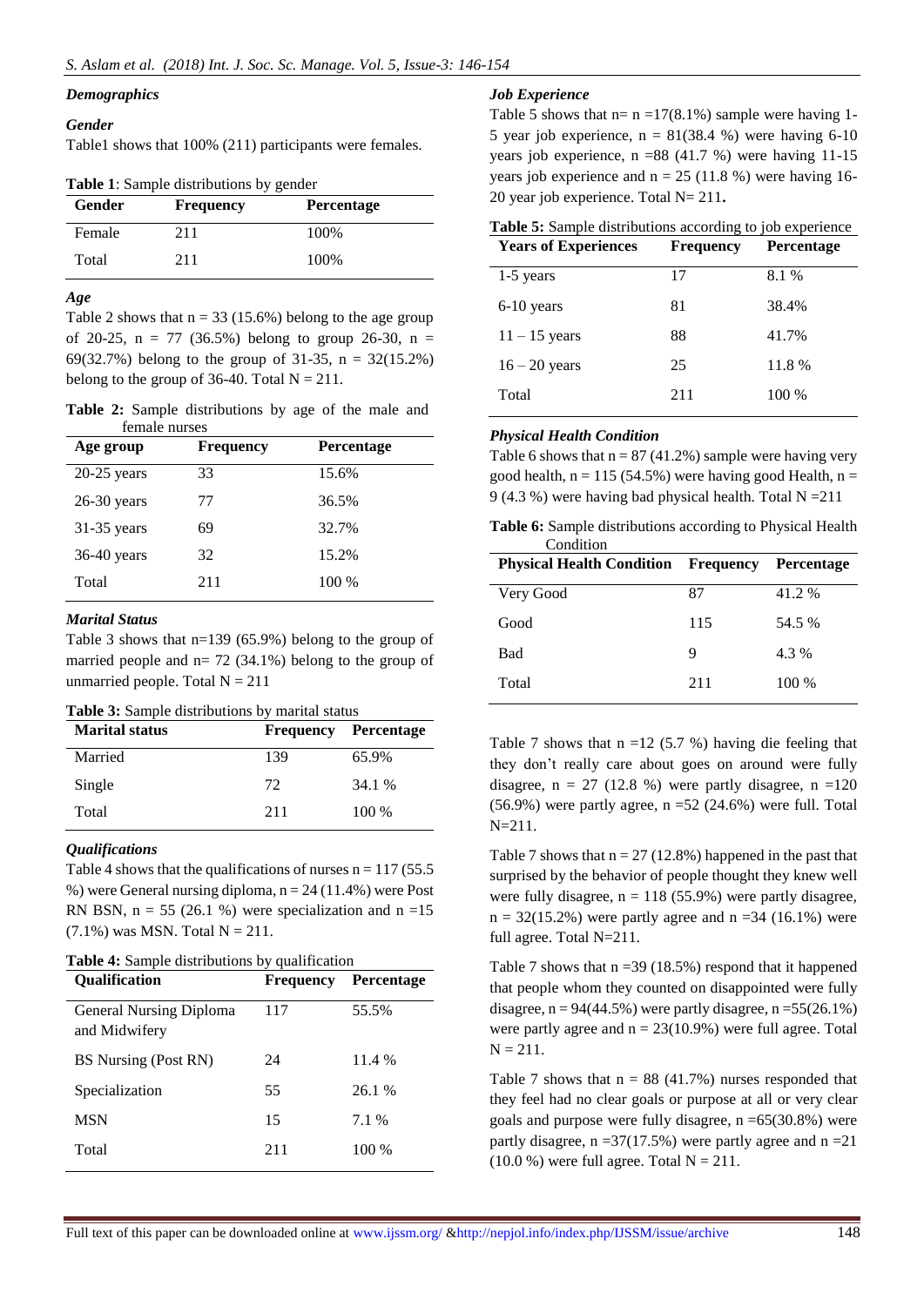### *Demographics*

#### *Gender*

Table1 shows that 100% (211) participants were females.

**Table 1**: Sample distributions by gender

| Gender | Frequency | Percentage |
|---|---|---|
| Female | 211 | 100% |
| Total | 211 | 100% |

#### *Age*

Table 2 shows that n = 33 (15.6%) belong to the age group of 20-25, n = 77 (36.5%) belong to group 26-30, n = 69(32.7%) belong to the group of 31-35, n = 32(15.2%) belong to the group of 36-40. Total N = 211.

**Table 2:** Sample distributions by age of the male and female nurses

| Age group | Frequency | Percentage |
|---|---|---|
| 20-25 years | 33 | 15.6% |
| 26-30 years | 77 | 36.5% |
| 31-35 years | 69 | 32.7% |
| 36-40 years | 32 | 15.2% |
| Total | 211 | 100 % |

#### *Marital Status*

Table 3 shows that n=139 (65.9%) belong to the group of married people and n= 72 (34.1%) belong to the group of unmarried people. Total N = 211

**Table 3:** Sample distributions by marital status

| Marital status | Frequency | Percentage |
|---|---|---|
| Married | 139 | 65.9% |
| Single | 72 | 34.1 % |
| Total | 211 | 100 % |

#### *Qualifications*

Table 4 shows that the qualifications of nurses n = 117 (55.5 %) were General nursing diploma, n = 24 (11.4%) were Post RN BSN, n = 55 (26.1 %) were specialization and n =15 (7.1%) was MSN. Total N = 211.

**Table 4:** Sample distributions by qualification

| Qualification | Frequency | Percentage |
|---|---|---|
| General Nursing Diploma and Midwifery | 117 | 55.5% |
| BS Nursing (Post RN) | 24 | 11.4 % |
| Specialization | 55 | 26.1 % |
| MSN | 15 | 7.1 % |
| Total | 211 | 100 % |

#### *Job Experience*

Table 5 shows that n= n =17(8.1%) sample were having 1-5 year job experience, n = 81(38.4 %) were having 6-10 years job experience, n =88 (41.7 %) were having 11-15 years job experience and n = 25 (11.8 %) were having 16-20 year job experience. Total N= 211**.**

**Table 5:** Sample distributions according to job experience

| Years of Experiences | Frequency | Percentage |
|---|---|---|
| 1-5 years | 17 | 8.1 % |
| 6-10 years | 81 | 38.4% |
| 11 – 15 years | 88 | 41.7% |
| 16 – 20 years | 25 | 11.8 % |
| Total | 211 | 100 % |

#### *Physical Health Condition*

Table 6 shows that n = 87 (41.2%) sample were having very good health, n = 115 (54.5%) were having good Health, n = 9 (4.3 %) were having bad physical health. Total N =211

**Table 6:** Sample distributions according to Physical Health Condition

| Physical Health Condition | Frequency | Percentage |
|---|---|---|
| Very Good | 87 | 41.2 % |
| Good | 115 | 54.5 % |
| Bad | 9 | 4.3 % |
| Total | 211 | 100 % |

Table 7 shows that n =12 (5.7 %) having die feeling that they don't really care about goes on around were fully disagree, n = 27 (12.8 %) were partly disagree, n =120 (56.9%) were partly agree, n =52 (24.6%) were full. Total N=211.

Table 7 shows that n = 27 (12.8%) happened in the past that surprised by the behavior of people thought they knew well were fully disagree, n = 118 (55.9%) were partly disagree, n = 32(15.2%) were partly agree and n =34 (16.1%) were full agree. Total N=211.

Table 7 shows that n =39 (18.5%) respond that it happened that people whom they counted on disappointed were fully disagree, n = 94(44.5%) were partly disagree, n =55(26.1%) were partly agree and n = 23(10.9%) were full agree. Total N = 211.

Table 7 shows that n = 88 (41.7%) nurses responded that they feel had no clear goals or purpose at all or very clear goals and purpose were fully disagree, n =65(30.8%) were partly disagree, n =37(17.5%) were partly agree and n =21 (10.0 %) were full agree. Total N = 211.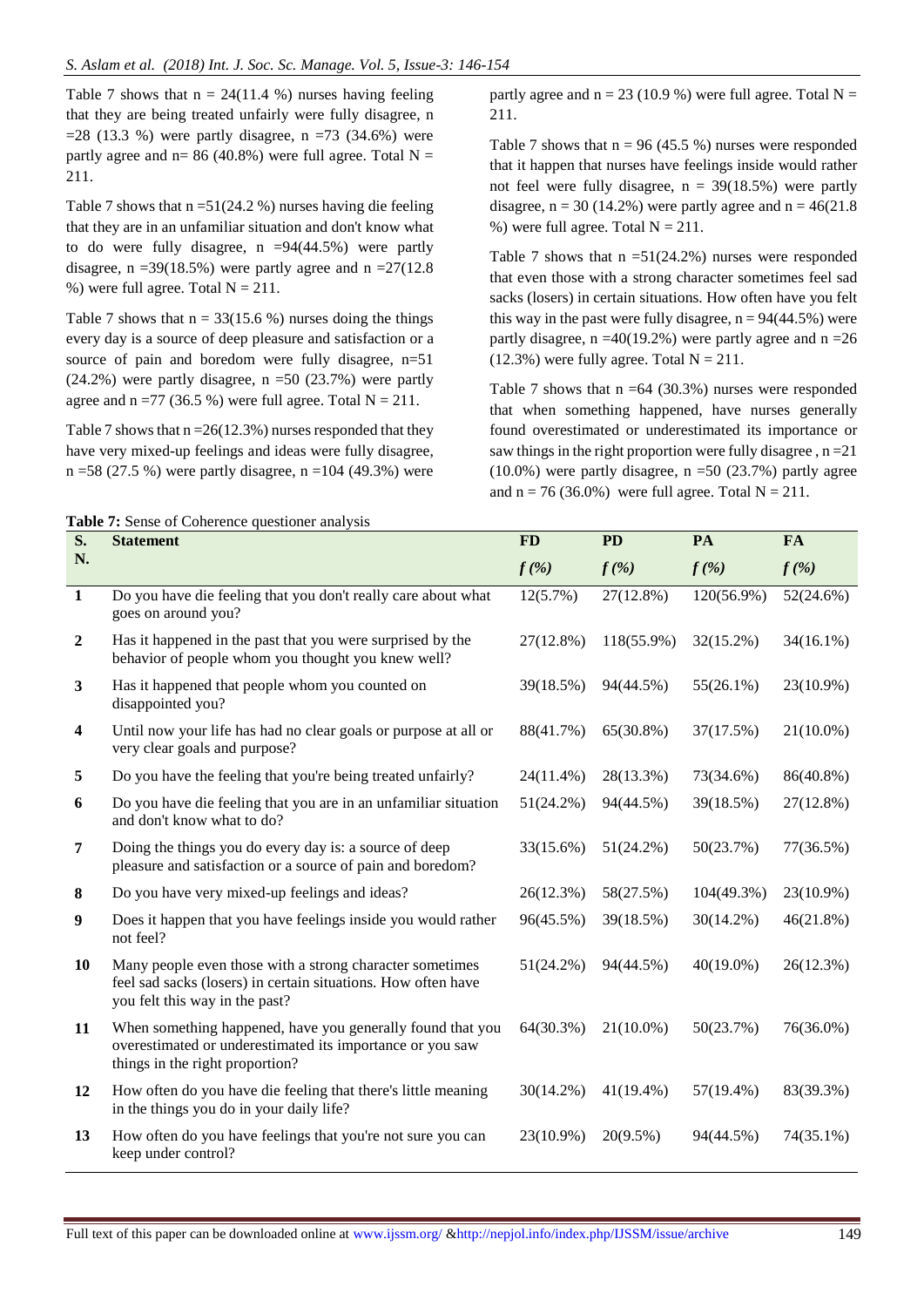Table 7 shows that n = 24(11.4 %) nurses having feeling that they are being treated unfairly were fully disagree, n =28 (13.3 %) were partly disagree, n =73 (34.6%) were partly agree and n= 86 (40.8%) were full agree. Total N = 211.

Table 7 shows that n =51(24.2 %) nurses having die feeling that they are in an unfamiliar situation and don't know what to do were fully disagree, n =94(44.5%) were partly disagree, n =39(18.5%) were partly agree and n =27(12.8 %) were full agree. Total N = 211.

Table 7 shows that n = 33(15.6 %) nurses doing the things every day is a source of deep pleasure and satisfaction or a source of pain and boredom were fully disagree, n=51 (24.2%) were partly disagree, n =50 (23.7%) were partly agree and n =77 (36.5 %) were full agree. Total N = 211.

Table 7 shows that n =26(12.3%) nurses responded that they have very mixed-up feelings and ideas were fully disagree, n =58 (27.5 %) were partly disagree, n =104 (49.3%) were partly agree and n = 23 (10.9 %) were full agree. Total N = 211.

Table 7 shows that n = 96 (45.5 %) nurses were responded that it happen that nurses have feelings inside would rather not feel were fully disagree, n = 39(18.5%) were partly disagree, n = 30 (14.2%) were partly agree and n = 46(21.8 %) were full agree. Total N = 211.

Table 7 shows that n =51(24.2%) nurses were responded that even those with a strong character sometimes feel sad sacks (losers) in certain situations. How often have you felt this way in the past were fully disagree, n = 94(44.5%) were partly disagree, n =40(19.2%) were partly agree and n =26 (12.3%) were fully agree. Total N = 211.

Table 7 shows that n =64 (30.3%) nurses were responded that when something happened, have nurses generally found overestimated or underestimated its importance or saw things in the right proportion were fully disagree , n =21 (10.0%) were partly disagree, n =50 (23.7%) partly agree and n = 76 (36.0%) were full agree. Total N = 211.

**Table 7:** Sense of Coherence questioner analysis

| S. N. | Statement | FD *f (%)* | PD *f (%)* | PA *f (%)* | FA *f (%)* |
|---|---|---|---|---|---|
| 1 | Do you have die feeling that you don't really care about what goes on around you? | 12(5.7%) | 27(12.8%) | 120(56.9%) | 52(24.6%) |
| 2 | Has it happened in the past that you were surprised by the behavior of people whom you thought you knew well? | 27(12.8%) | 118(55.9%) | 32(15.2%) | 34(16.1%) |
| 3 | Has it happened that people whom you counted on disappointed you? | 39(18.5%) | 94(44.5%) | 55(26.1%) | 23(10.9%) |
| 4 | Until now your life has had no clear goals or purpose at all or very clear goals and purpose? | 88(41.7%) | 65(30.8%) | 37(17.5%) | 21(10.0%) |
| 5 | Do you have the feeling that you're being treated unfairly? | 24(11.4%) | 28(13.3%) | 73(34.6%) | 86(40.8%) |
| 6 | Do you have die feeling that you are in an unfamiliar situation and don't know what to do? | 51(24.2%) | 94(44.5%) | 39(18.5%) | 27(12.8%) |
| 7 | Doing the things you do every day is: a source of deep pleasure and satisfaction or a source of pain and boredom? | 33(15.6%) | 51(24.2%) | 50(23.7%) | 77(36.5%) |
| 8 | Do you have very mixed-up feelings and ideas? | 26(12.3%) | 58(27.5%) | 104(49.3%) | 23(10.9%) |
| 9 | Does it happen that you have feelings inside you would rather not feel? | 96(45.5%) | 39(18.5%) | 30(14.2%) | 46(21.8%) |
| 10 | Many people even those with a strong character sometimes feel sad sacks (losers) in certain situations. How often have you felt this way in the past? | 51(24.2%) | 94(44.5%) | 40(19.0%) | 26(12.3%) |
| 11 | When something happened, have you generally found that you overestimated or underestimated its importance or you saw things in the right proportion? | 64(30.3%) | 21(10.0%) | 50(23.7%) | 76(36.0%) |
| 12 | How often do you have die feeling that there's little meaning in the things you do in your daily life? | 30(14.2%) | 41(19.4%) | 57(19.4%) | 83(39.3%) |
| 13 | How often do you have feelings that you're not sure you can keep under control? | 23(10.9%) | 20(9.5%) | 94(44.5%) | 74(35.1%) |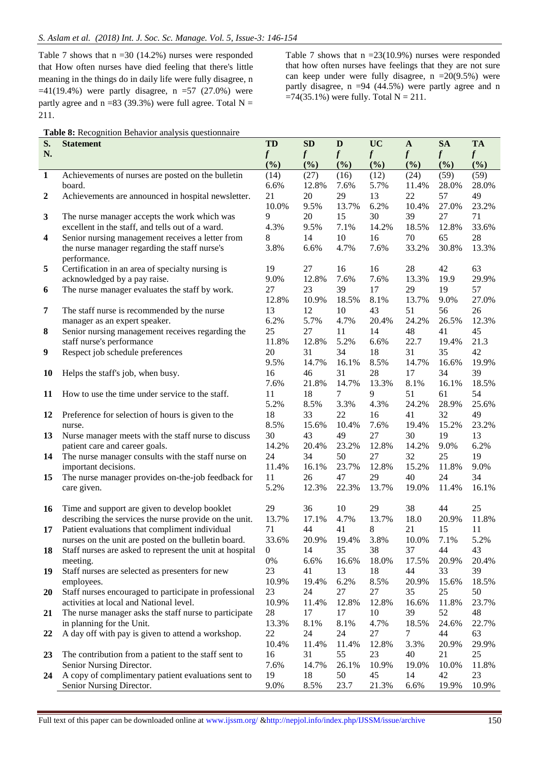Table 7 shows that n =30 (14.2%) nurses were responded that How often nurses have died feeling that there's little meaning in the things do in daily life were fully disagree, n =41(19.4%) were partly disagree, n =57 (27.0%) were partly agree and n =83 (39.3%) were full agree. Total N = 211.

Table 7 shows that n =23(10.9%) nurses were responded that how often nurses have feelings that they are not sure can keep under were fully disagree, n =20(9.5%) were partly disagree, n =94 (44.5%) were partly agree and n =74(35.1%) were fully. Total N = 211.

**Table 8:** Recognition Behavior analysis questionnaire

| S. N. | Statement | TD f (%) | SD f (%) | D f (%) | UC f (%) | A f (%) | SA f (%) | TA f (%) |
|---|---|---|---|---|---|---|---|---|
| 1 | Achievements of nurses are posted on the bulletin board. | (14) 6.6% | (27) 12.8% | (16) 7.6% | (12) 5.7% | (24) 11.4% | (59) 28.0% | (59) 28.0% |
| 2 | Achievements are announced in hospital newsletter. | 21 10.0% | 20 9.5% | 29 13.7% | 13 6.2% | 22 10.4% | 57 27.0% | 49 23.2% |
| 3 | The nurse manager accepts the work which was excellent in the staff, and tells out of a ward. | 9 4.3% | 20 9.5% | 15 7.1% | 30 14.2% | 39 18.5% | 27 12.8% | 71 33.6% |
| 4 | Senior nursing management receives a letter from the nurse manager regarding the staff nurse's performance. | 8 3.8% | 14 6.6% | 10 4.7% | 16 7.6% | 70 33.2% | 65 30.8% | 28 13.3% |
| 5 | Certification in an area of specialty nursing is acknowledged by a pay raise. | 19 9.0% | 27 12.8% | 16 7.6% | 16 7.6% | 28 13.3% | 42 19.9 | 63 29.9% |
| 6 | The nurse manager evaluates the staff by work. | 27 12.8% | 23 10.9% | 39 18.5% | 17 8.1% | 29 13.7% | 19 9.0% | 57 27.0% |
| 7 | The staff nurse is recommended by the nurse manager as an expert speaker. | 13 6.2% | 12 5.7% | 10 4.7% | 43 20.4% | 51 24.2% | 56 26.5% | 26 12.3% |
| 8 | Senior nursing management receives regarding the staff nurse's performance | 25 11.8% | 27 12.8% | 11 5.2% | 14 6.6% | 48 22.7 | 41 19.4% | 45 21.3 |
| 9 | Respect job schedule preferences | 20 9.5% | 31 14.7% | 34 16.1% | 18 8.5% | 31 14.7% | 35 16.6% | 42 19.9% |
| 10 | Helps the staff's job, when busy. | 16 7.6% | 46 21.8% | 31 14.7% | 28 13.3% | 17 8.1% | 34 16.1% | 39 18.5% |
| 11 | How to use the time under service to the staff. | 11 5.2% | 18 8.5% | 7 3.3% | 9 4.3% | 51 24.2% | 61 28.9% | 54 25.6% |
| 12 | Preference for selection of hours is given to the nurse. | 18 8.5% | 33 15.6% | 22 10.4% | 16 7.6% | 41 19.4% | 32 15.2% | 49 23.2% |
| 13 | Nurse manager meets with the staff nurse to discuss patient care and career goals. | 30 14.2% | 43 20.4% | 49 23.2% | 27 12.8% | 30 14.2% | 19 9.0% | 13 6.2% |
| 14 | The nurse manager consults with the staff nurse on important decisions. | 24 11.4% | 34 16.1% | 50 23.7% | 27 12.8% | 32 15.2% | 25 11.8% | 19 9.0% |
| 15 | The nurse manager provides on-the-job feedback for care given. | 11 5.2% | 26 12.3% | 47 22.3% | 29 13.7% | 40 19.0% | 24 11.4% | 34 16.1% |
| 16 | Time and support are given to develop booklet describing the services the nurse provide on the unit. | 29 13.7% | 36 17.1% | 10 4.7% | 29 13.7% | 38 18.0 | 44 20.9% | 25 11.8% |
| 17 | Patient evaluations that compliment individual nurses on the unit are posted on the bulletin board. | 71 33.6% | 44 20.9% | 41 19.4% | 8 3.8% | 21 10.0% | 15 7.1% | 11 5.2% |
| 18 | Staff nurses are asked to represent the unit at hospital meeting. | 0 0% | 14 6.6% | 35 16.6% | 38 18.0% | 37 17.5% | 44 20.9% | 43 20.4% |
| 19 | Staff nurses are selected as presenters for new employees. | 23 10.9% | 41 19.4% | 13 6.2% | 18 8.5% | 44 20.9% | 33 15.6% | 39 18.5% |
| 20 | Staff nurses encouraged to participate in professional activities at local and National level. | 23 10.9% | 24 11.4% | 27 12.8% | 27 12.8% | 35 16.6% | 25 11.8% | 50 23.7% |
| 21 | The nurse manager asks the staff nurse to participate in planning for the Unit. | 28 13.3% | 17 8.1% | 17 8.1% | 10 4.7% | 39 18.5% | 52 24.6% | 48 22.7% |
| 22 | A day off with pay is given to attend a workshop. | 22 10.4% | 24 11.4% | 24 11.4% | 27 12.8% | 7 3.3% | 44 20.9% | 63 29.9% |
| 23 | The contribution from a patient to the staff sent to Senior Nursing Director. | 16 7.6% | 31 14.7% | 55 26.1% | 23 10.9% | 40 19.0% | 21 10.0% | 25 11.8% |
| 24 | A copy of complimentary patient evaluations sent to Senior Nursing Director. | 19 9.0% | 18 8.5% | 50 23.7 | 45 21.3% | 14 6.6% | 42 19.9% | 23 10.9% |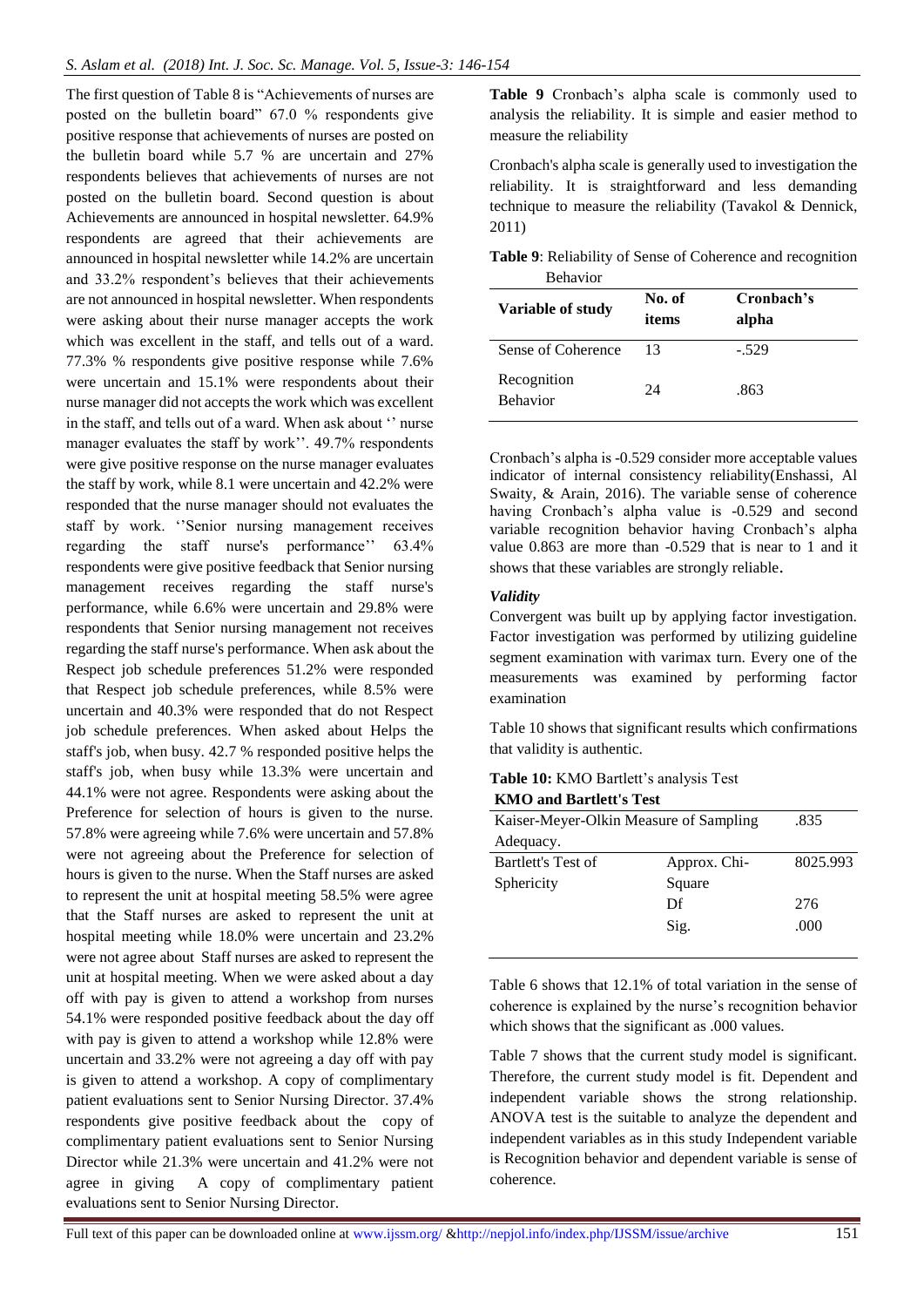The first question of Table 8 is "Achievements of nurses are posted on the bulletin board" 67.0 % respondents give positive response that achievements of nurses are posted on the bulletin board while 5.7 % are uncertain and 27% respondents believes that achievements of nurses are not posted on the bulletin board. Second question is about Achievements are announced in hospital newsletter. 64.9% respondents are agreed that their achievements are announced in hospital newsletter while 14.2% are uncertain and 33.2% respondent's believes that their achievements are not announced in hospital newsletter. When respondents were asking about their nurse manager accepts the work which was excellent in the staff, and tells out of a ward. 77.3% % respondents give positive response while 7.6% were uncertain and 15.1% were respondents about their nurse manager did not accepts the work which was excellent in the staff, and tells out of a ward. When ask about '' nurse manager evaluates the staff by work''. 49.7% respondents were give positive response on the nurse manager evaluates the staff by work, while 8.1 were uncertain and 42.2% were responded that the nurse manager should not evaluates the staff by work. ''Senior nursing management receives regarding the staff nurse's performance'' 63.4% respondents were give positive feedback that Senior nursing management receives regarding the staff nurse's performance, while 6.6% were uncertain and 29.8% were respondents that Senior nursing management not receives regarding the staff nurse's performance. When ask about the Respect job schedule preferences 51.2% were responded that Respect job schedule preferences, while 8.5% were uncertain and 40.3% were responded that do not Respect job schedule preferences. When asked about Helps the staff's job, when busy. 42.7 % responded positive helps the staff's job, when busy while 13.3% were uncertain and 44.1% were not agree. Respondents were asking about the Preference for selection of hours is given to the nurse. 57.8% were agreeing while 7.6% were uncertain and 57.8% were not agreeing about the Preference for selection of hours is given to the nurse. When the Staff nurses are asked to represent the unit at hospital meeting 58.5% were agree that the Staff nurses are asked to represent the unit at hospital meeting while 18.0% were uncertain and 23.2% were not agree about Staff nurses are asked to represent the unit at hospital meeting. When we were asked about a day off with pay is given to attend a workshop from nurses 54.1% were responded positive feedback about the day off with pay is given to attend a workshop while 12.8% were uncertain and 33.2% were not agreeing a day off with pay is given to attend a workshop. A copy of complimentary patient evaluations sent to Senior Nursing Director. 37.4% respondents give positive feedback about the copy of complimentary patient evaluations sent to Senior Nursing Director while 21.3% were uncertain and 41.2% were not agree in giving A copy of complimentary patient evaluations sent to Senior Nursing Director.

**Table 9** Cronbach's alpha scale is commonly used to analysis the reliability. It is simple and easier method to measure the reliability

Cronbach's alpha scale is generally used to investigation the reliability. It is straightforward and less demanding technique to measure the reliability (Tavakol & Dennick, 2011)

**Table 9**: Reliability of Sense of Coherence and recognition Behavior

| Variable of study | No. of items | Cronbach's alpha |
|---|---|---|
| Sense of Coherence | 13 | -.529 |
| Recognition Behavior | 24 | .863 |

Cronbach's alpha is -0.529 consider more acceptable values indicator of internal consistency reliability(Enshassi, Al Swaity, & Arain, 2016). The variable sense of coherence having Cronbach's alpha value is -0.529 and second variable recognition behavior having Cronbach's alpha value 0.863 are more than -0.529 that is near to 1 and it shows that these variables are strongly reliable.

### *Validity*

Convergent was built up by applying factor investigation. Factor investigation was performed by utilizing guideline segment examination with varimax turn. Every one of the measurements was examined by performing factor examination

Table 10 shows that significant results which confirmations that validity is authentic.

**Table 10:** KMO Bartlett's analysis Test

**KMO and Bartlett's Test**

| Kaiser-Meyer-Olkin Measure of Sampling Adequacy. | | .835 |
|---|---|---|
| Bartlett's Test of Sphericity | Approx. Chi-Square | 8025.993 |
| | Df | 276 |
| | Sig. | .000 |

Table 6 shows that 12.1% of total variation in the sense of coherence is explained by the nurse's recognition behavior which shows that the significant as .000 values.

Table 7 shows that the current study model is significant. Therefore, the current study model is fit. Dependent and independent variable shows the strong relationship. ANOVA test is the suitable to analyze the dependent and independent variables as in this study Independent variable is Recognition behavior and dependent variable is sense of coherence.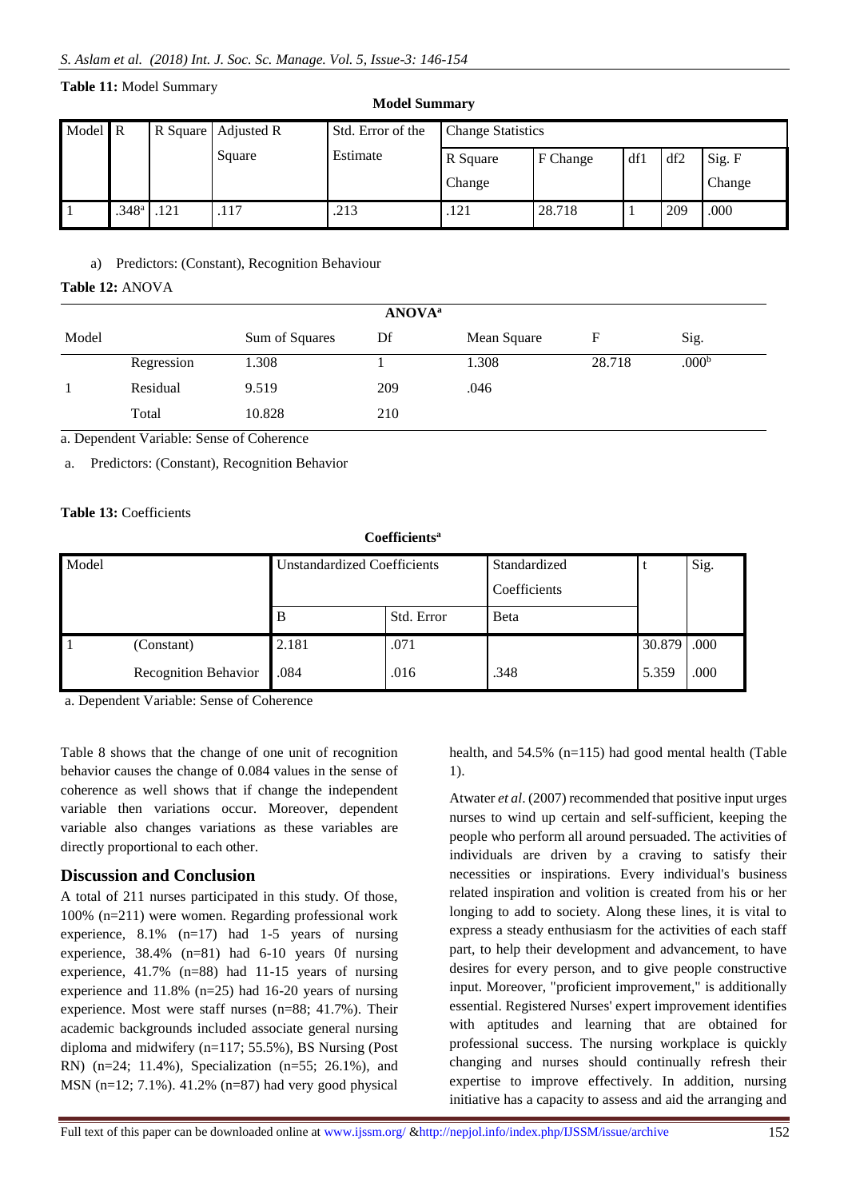**Table 11:** Model Summary

**Model Summary**

| Model | R | R Square | Adjusted R Square | Std. Error of the Estimate | Change Statistics | | | | |
|---|---|---|---|---|---|---|---|---|---|
| | | | | | R Square Change | F Change | df1 | df2 | Sig. F Change |
| 1 | .348[a] | .121 | .117 | .213 | .121 | 28.718 | 1 | 209 | .000 |

a) Predictors: (Constant), Recognition Behaviour

**Table 12:** ANOVA

**ANOVA[a]**

| Model | | Sum of Squares | Df | Mean Square | F | Sig. |
|---|---|---|---|---|---|---|
| | Regression | 1.308 | 1 | 1.308 | 28.718 | .000[b] |
| 1 | Residual | 9.519 | 209 | .046 | | |
| | Total | 10.828 | 210 | | | |

a. Dependent Variable: Sense of Coherence

a. Predictors: (Constant), Recognition Behavior

**Table 13:** Coefficients

**Coefficients[a]**

| Model | | Unstandardized Coefficients | | Standardized Coefficients | t | Sig. |
|---|---|---|---|---|---|---|
| | | B | Std. Error | Beta | | |
| 1 | (Constant) | 2.181 | .071 | | 30.879 | .000 |
| | Recognition Behavior | .084 | .016 | .348 | 5.359 | .000 |

a. Dependent Variable: Sense of Coherence

Table 8 shows that the change of one unit of recognition behavior causes the change of 0.084 values in the sense of coherence as well shows that if change the independent variable then variations occur. Moreover, dependent variable also changes variations as these variables are directly proportional to each other.

## Discussion and Conclusion

A total of 211 nurses participated in this study. Of those, 100% (n=211) were women. Regarding professional work experience, 8.1% (n=17) had 1-5 years of nursing experience, 38.4% (n=81) had 6-10 years 0f nursing experience, 41.7% (n=88) had 11-15 years of nursing experience and 11.8% (n=25) had 16-20 years of nursing experience. Most were staff nurses (n=88; 41.7%). Their academic backgrounds included associate general nursing diploma and midwifery (n=117; 55.5%), BS Nursing (Post RN) (n=24; 11.4%), Specialization (n=55; 26.1%), and MSN (n=12; 7.1%). 41.2% (n=87) had very good physical health, and 54.5% (n=115) had good mental health (Table 1).

Atwater *et al*. (2007) recommended that positive input urges nurses to wind up certain and self-sufficient, keeping the people who perform all around persuaded. The activities of individuals are driven by a craving to satisfy their necessities or inspirations. Every individual's business related inspiration and volition is created from his or her longing to add to society. Along these lines, it is vital to express a steady enthusiasm for the activities of each staff part, to help their development and advancement, to have desires for every person, and to give people constructive input. Moreover, "proficient improvement," is additionally essential. Registered Nurses' expert improvement identifies with aptitudes and learning that are obtained for professional success. The nursing workplace is quickly changing and nurses should continually refresh their expertise to improve effectively. In addition, nursing initiative has a capacity to assess and aid the arranging and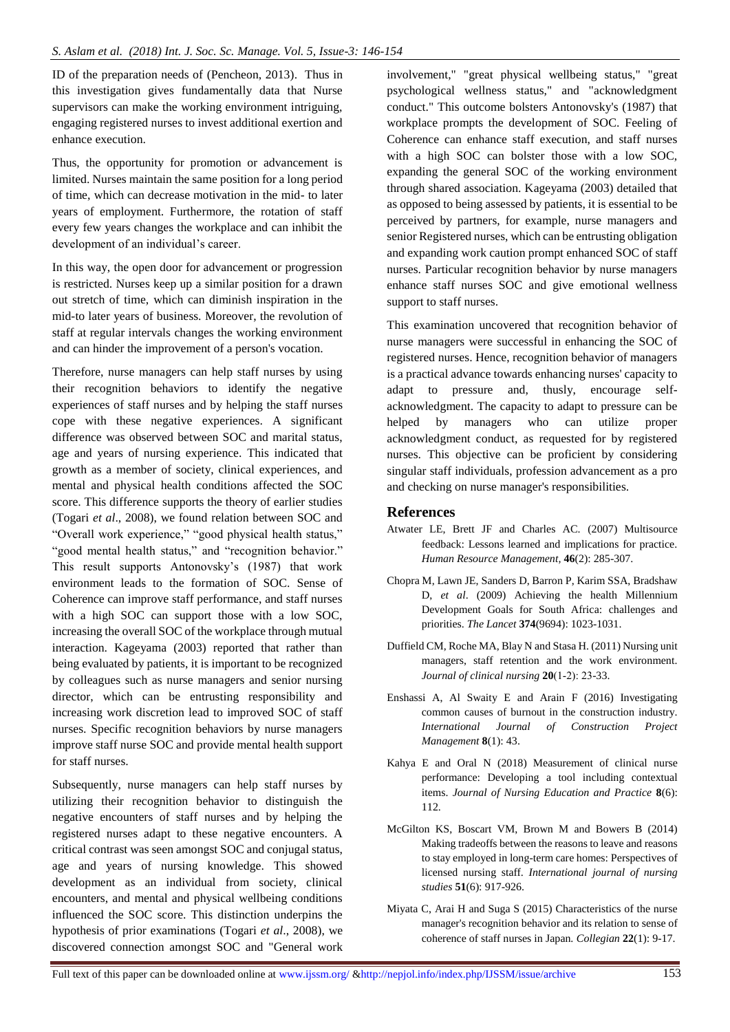ID of the preparation needs of (Pencheon, 2013). Thus in this investigation gives fundamentally data that Nurse supervisors can make the working environment intriguing, engaging registered nurses to invest additional exertion and enhance execution.

Thus, the opportunity for promotion or advancement is limited. Nurses maintain the same position for a long period of time, which can decrease motivation in the mid- to later years of employment. Furthermore, the rotation of staff every few years changes the workplace and can inhibit the development of an individual's career.

In this way, the open door for advancement or progression is restricted. Nurses keep up a similar position for a drawn out stretch of time, which can diminish inspiration in the mid-to later years of business. Moreover, the revolution of staff at regular intervals changes the working environment and can hinder the improvement of a person's vocation.

Therefore, nurse managers can help staff nurses by using their recognition behaviors to identify the negative experiences of staff nurses and by helping the staff nurses cope with these negative experiences. A significant difference was observed between SOC and marital status, age and years of nursing experience. This indicated that growth as a member of society, clinical experiences, and mental and physical health conditions affected the SOC score. This difference supports the theory of earlier studies (Togari *et al*., 2008), we found relation between SOC and "Overall work experience," "good physical health status," "good mental health status," and "recognition behavior." This result supports Antonovsky's (1987) that work environment leads to the formation of SOC. Sense of Coherence can improve staff performance, and staff nurses with a high SOC can support those with a low SOC, increasing the overall SOC of the workplace through mutual interaction. Kageyama (2003) reported that rather than being evaluated by patients, it is important to be recognized by colleagues such as nurse managers and senior nursing director, which can be entrusting responsibility and increasing work discretion lead to improved SOC of staff nurses. Specific recognition behaviors by nurse managers improve staff nurse SOC and provide mental health support for staff nurses.

Subsequently, nurse managers can help staff nurses by utilizing their recognition behavior to distinguish the negative encounters of staff nurses and by helping the registered nurses adapt to these negative encounters. A critical contrast was seen amongst SOC and conjugal status, age and years of nursing knowledge. This showed development as an individual from society, clinical encounters, and mental and physical wellbeing conditions influenced the SOC score. This distinction underpins the hypothesis of prior examinations (Togari *et al*., 2008), we discovered connection amongst SOC and "General work involvement," "great physical wellbeing status," "great psychological wellness status," and "acknowledgment conduct." This outcome bolsters Antonovsky's (1987) that workplace prompts the development of SOC. Feeling of Coherence can enhance staff execution, and staff nurses with a high SOC can bolster those with a low SOC, expanding the general SOC of the working environment through shared association. Kageyama (2003) detailed that as opposed to being assessed by patients, it is essential to be perceived by partners, for example, nurse managers and senior Registered nurses, which can be entrusting obligation and expanding work caution prompt enhanced SOC of staff nurses. Particular recognition behavior by nurse managers enhance staff nurses SOC and give emotional wellness support to staff nurses.

This examination uncovered that recognition behavior of nurse managers were successful in enhancing the SOC of registered nurses. Hence, recognition behavior of managers is a practical advance towards enhancing nurses' capacity to adapt to pressure and, thusly, encourage self-acknowledgment. The capacity to adapt to pressure can be helped by managers who can utilize proper acknowledgment conduct, as requested for by registered nurses. This objective can be proficient by considering singular staff individuals, profession advancement as a pro and checking on nurse manager's responsibilities.

## References

Atwater LE, Brett JF and Charles AC. (2007) Multisource feedback: Lessons learned and implications for practice. *Human Resource Management*, **46**(2): 285-307.

Chopra M, Lawn JE, Sanders D, Barron P, Karim SSA, Bradshaw D, *et al*. (2009) Achieving the health Millennium Development Goals for South Africa: challenges and priorities. *The Lancet* **374**(9694): 1023-1031.

Duffield CM, Roche MA, Blay N and Stasa H. (2011) Nursing unit managers, staff retention and the work environment. *Journal of clinical nursing* **20**(1-2): 23-33.

Enshassi A, Al Swaity E and Arain F (2016) Investigating common causes of burnout in the construction industry. *International Journal of Construction Project Management* **8**(1): 43.

Kahya E and Oral N (2018) Measurement of clinical nurse performance: Developing a tool including contextual items. *Journal of Nursing Education and Practice* **8**(6): 112.

McGilton KS, Boscart VM, Brown M and Bowers B (2014) Making tradeoffs between the reasons to leave and reasons to stay employed in long-term care homes: Perspectives of licensed nursing staff. *International journal of nursing studies* **51**(6): 917-926.

Miyata C, Arai H and Suga S (2015) Characteristics of the nurse manager's recognition behavior and its relation to sense of coherence of staff nurses in Japan. *Collegian* **22**(1): 9-17.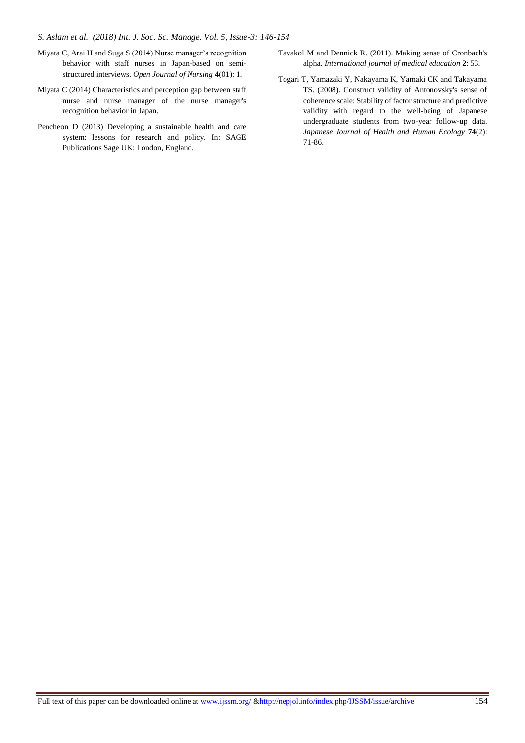Miyata C, Arai H and Suga S (2014) Nurse manager's recognition behavior with staff nurses in Japan-based on semi-structured interviews. *Open Journal of Nursing* **4**(01): 1.

Miyata C (2014) Characteristics and perception gap between staff nurse and nurse manager of the nurse manager's recognition behavior in Japan.

Pencheon D (2013) Developing a sustainable health and care system: lessons for research and policy. In: SAGE Publications Sage UK: London, England.

Tavakol M and Dennick R. (2011). Making sense of Cronbach's alpha. *International journal of medical education* **2**: 53.

Togari T, Yamazaki Y, Nakayama K, Yamaki CK and Takayama TS. (2008). Construct validity of Antonovsky's sense of coherence scale: Stability of factor structure and predictive validity with regard to the well-being of Japanese undergraduate students from two-year follow-up data. *Japanese Journal of Health and Human Ecology* **74**(2): 71-86.